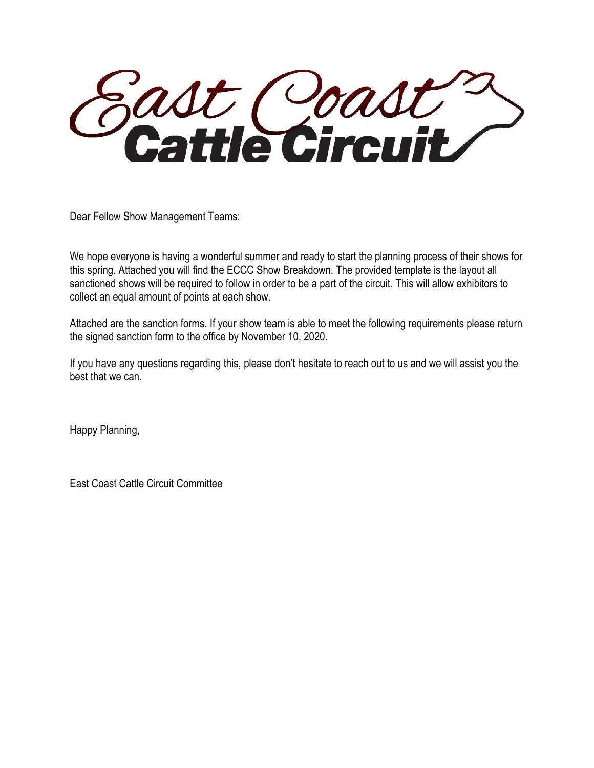# East Coast Cattle Circuit

Dear Fellow Show Management Teams:

We hope everyone is having a wonderful summer and ready to start the planning process of their shows for this spring. Attached you will find the ECCC Show Breakdown. The provided template is the layout all sanctioned shows will be required to follow in order to be a part of the circuit. This will allow exhibitors to collect an equal amount of points at each show.

Attached are the sanction forms. If your show team is able to meet the following requirements please return the signed sanction form to the office by November 10, 2020.

If you have any questions regarding this, please don't hesitate to reach out to us and we will assist you the best that we can.

Happy Planning,

East Coast Cattle Circuit Committee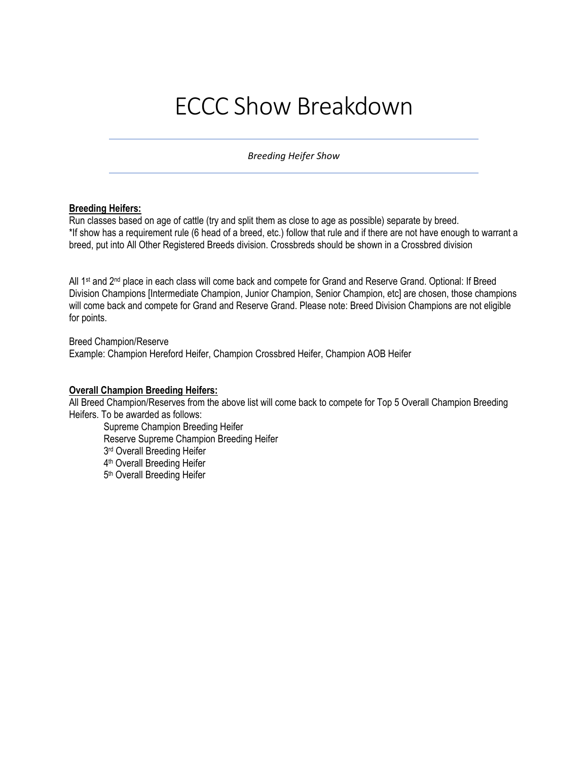# ECCC Show Breakdown

*Breeding Heifer Show*

**Breeding Heifers:**

Run classes based on age of cattle (try and split them as close to age as possible) separate by breed.
*If show has a requirement rule (6 head of a breed, etc.) follow that rule and if there are not have enough to warrant a breed, put into All Other Registered Breeds division. Crossbreds should be shown in a Crossbred division

All 1st and 2nd place in each class will come back and compete for Grand and Reserve Grand. Optional: If Breed Division Champions [Intermediate Champion, Junior Champion, Senior Champion, etc] are chosen, those champions will come back and compete for Grand and Reserve Grand. Please note: Breed Division Champions are not eligible for points.

Breed Champion/Reserve
Example: Champion Hereford Heifer, Champion Crossbred Heifer, Champion AOB Heifer

**Overall Champion Breeding Heifers:**

All Breed Champion/Reserves from the above list will come back to compete for Top 5 Overall Champion Breeding Heifers. To be awarded as follows:

- Supreme Champion Breeding Heifer
- Reserve Supreme Champion Breeding Heifer
- 3rd Overall Breeding Heifer
- 4th Overall Breeding Heifer
- 5th Overall Breeding Heifer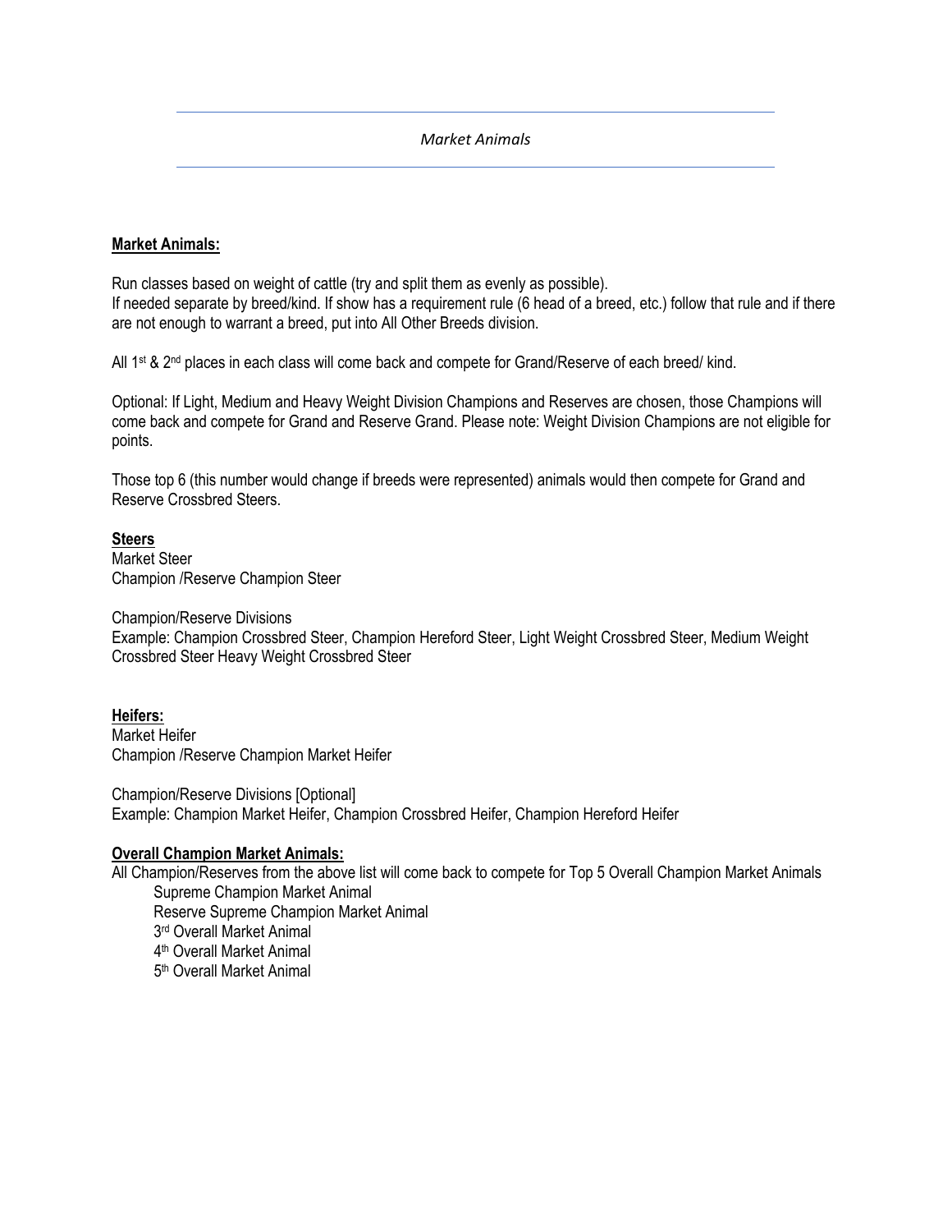*Market Animals*

**Market Animals:**

Run classes based on weight of cattle (try and split them as evenly as possible).
If needed separate by breed/kind. If show has a requirement rule (6 head of a breed, etc.) follow that rule and if there are not enough to warrant a breed, put into All Other Breeds division.

All 1st & 2nd places in each class will come back and compete for Grand/Reserve of each breed/ kind.

Optional: If Light, Medium and Heavy Weight Division Champions and Reserves are chosen, those Champions will come back and compete for Grand and Reserve Grand. Please note: Weight Division Champions are not eligible for points.

Those top 6 (this number would change if breeds were represented) animals would then compete for Grand and Reserve Crossbred Steers.

**Steers**
Market Steer
Champion /Reserve Champion Steer

Champion/Reserve Divisions
Example: Champion Crossbred Steer, Champion Hereford Steer, Light Weight Crossbred Steer, Medium Weight Crossbred Steer Heavy Weight Crossbred Steer

**Heifers:**
Market Heifer
Champion /Reserve Champion Market Heifer

Champion/Reserve Divisions [Optional]
Example: Champion Market Heifer, Champion Crossbred Heifer, Champion Hereford Heifer

**Overall Champion Market Animals:**
All Champion/Reserves from the above list will come back to compete for Top 5 Overall Champion Market Animals

- Supreme Champion Market Animal
- Reserve Supreme Champion Market Animal
- 3rd Overall Market Animal
- 4th Overall Market Animal
- 5th Overall Market Animal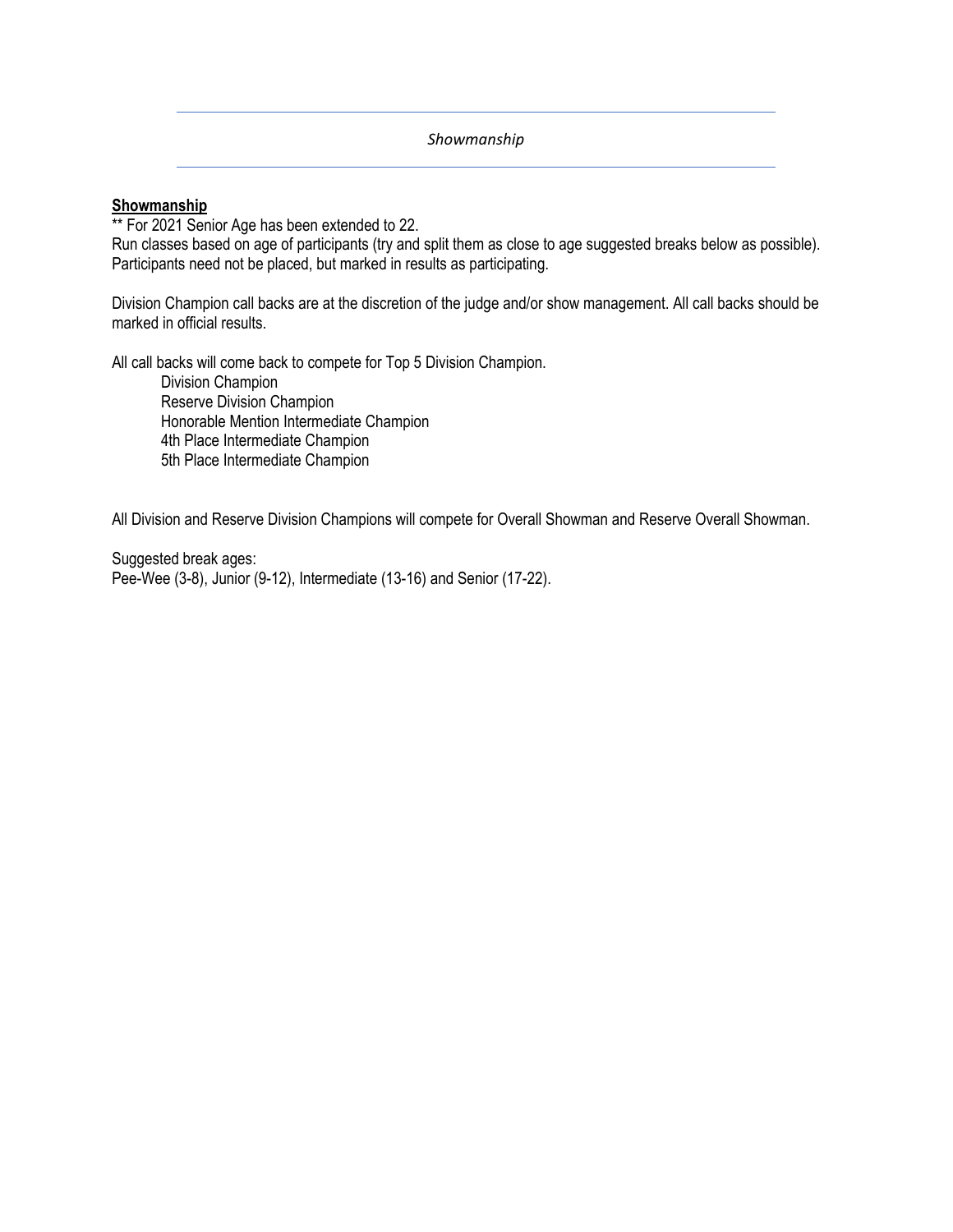*Showmanship*

**Showmanship**

** For 2021 Senior Age has been extended to 22.
Run classes based on age of participants (try and split them as close to age suggested breaks below as possible). Participants need not be placed, but marked in results as participating.

Division Champion call backs are at the discretion of the judge and/or show management. All call backs should be marked in official results.

All call backs will come back to compete for Top 5 Division Champion.

- Division Champion
- Reserve Division Champion
- Honorable Mention Intermediate Champion
- 4th Place Intermediate Champion
- 5th Place Intermediate Champion

All Division and Reserve Division Champions will compete for Overall Showman and Reserve Overall Showman.

Suggested break ages:
Pee-Wee (3-8), Junior (9-12), Intermediate (13-16) and Senior (17-22).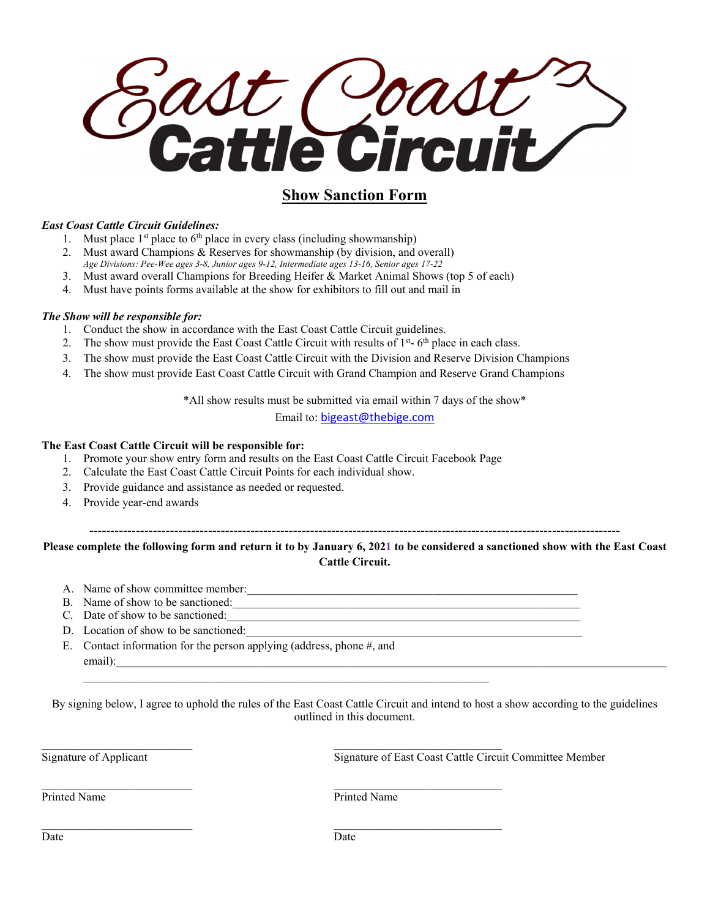# East Coast Cattle Circuit

## Show Sanction Form

***East Coast Cattle Circuit Guidelines:***

1. Must place 1st place to 6th place in every class (including showmanship)
2. Must award Champions & Reserves for showmanship (by division, and overall)
   *Age Divisions: Pee-Wee ages 3-8, Junior ages 9-12, Intermediate ages 13-16, Senior ages 17-22*
3. Must award overall Champions for Breeding Heifer & Market Animal Shows (top 5 of each)
4. Must have points forms available at the show for exhibitors to fill out and mail in

***The Show will be responsible for:***

1. Conduct the show in accordance with the East Coast Cattle Circuit guidelines.
2. The show must provide the East Coast Cattle Circuit with results of 1st- 6th place in each class.
3. The show must provide the East Coast Cattle Circuit with the Division and Reserve Division Champions
4. The show must provide East Coast Cattle Circuit with Grand Champion and Reserve Grand Champions

*All show results must be submitted via email within 7 days of the show*

Email to: bigeast@thebige.com

**The East Coast Cattle Circuit will be responsible for:**

1. Promote your show entry form and results on the East Coast Cattle Circuit Facebook Page
2. Calculate the East Coast Cattle Circuit Points for each individual show.
3. Provide guidance and assistance as needed or requested.
4. Provide year-end awards

---

**Please complete the following form and return it to by January 6, 2021 to be considered a sanctioned show with the East Coast Cattle Circuit.**

A. Name of show committee member:\_\_\_\_\_\_\_\_\_\_\_\_\_\_\_\_\_\_\_\_\_\_\_\_\_\_\_\_\_\_\_\_\_\_\_\_\_\_\_\_
B. Name of show to be sanctioned:\_\_\_\_\_\_\_\_\_\_\_\_\_\_\_\_\_\_\_\_\_\_\_\_\_\_\_\_\_\_\_\_\_\_\_\_\_\_\_\_
C. Date of show to be sanctioned:\_\_\_\_\_\_\_\_\_\_\_\_\_\_\_\_\_\_\_\_\_\_\_\_\_\_\_\_\_\_\_\_\_\_\_\_\_\_\_\_
D. Location of show to be sanctioned:\_\_\_\_\_\_\_\_\_\_\_\_\_\_\_\_\_\_\_\_\_\_\_\_\_\_\_\_\_\_\_\_\_\_\_\_\_\_\_\_
E. Contact information for the person applying (address, phone #, and email):\_\_\_\_\_\_\_\_\_\_\_\_\_\_\_\_\_\_\_\_\_\_\_\_\_\_\_\_\_\_\_\_\_\_\_\_\_\_\_\_

By signing below, I agree to uphold the rules of the East Coast Cattle Circuit and intend to host a show according to the guidelines outlined in this document.

\_\_\_\_\_\_\_\_\_\_\_\_\_\_\_\_\_\_\_\_\_\_\_\_
Signature of Applicant

\_\_\_\_\_\_\_\_\_\_\_\_\_\_\_\_\_\_\_\_\_\_\_\_
Printed Name

\_\_\_\_\_\_\_\_\_\_\_\_\_\_\_\_\_\_\_\_\_\_\_\_
Date

\_\_\_\_\_\_\_\_\_\_\_\_\_\_\_\_\_\_\_\_\_\_\_\_
Signature of East Coast Cattle Circuit Committee Member

\_\_\_\_\_\_\_\_\_\_\_\_\_\_\_\_\_\_\_\_\_\_\_\_
Printed Name

\_\_\_\_\_\_\_\_\_\_\_\_\_\_\_\_\_\_\_\_\_\_\_\_
Date